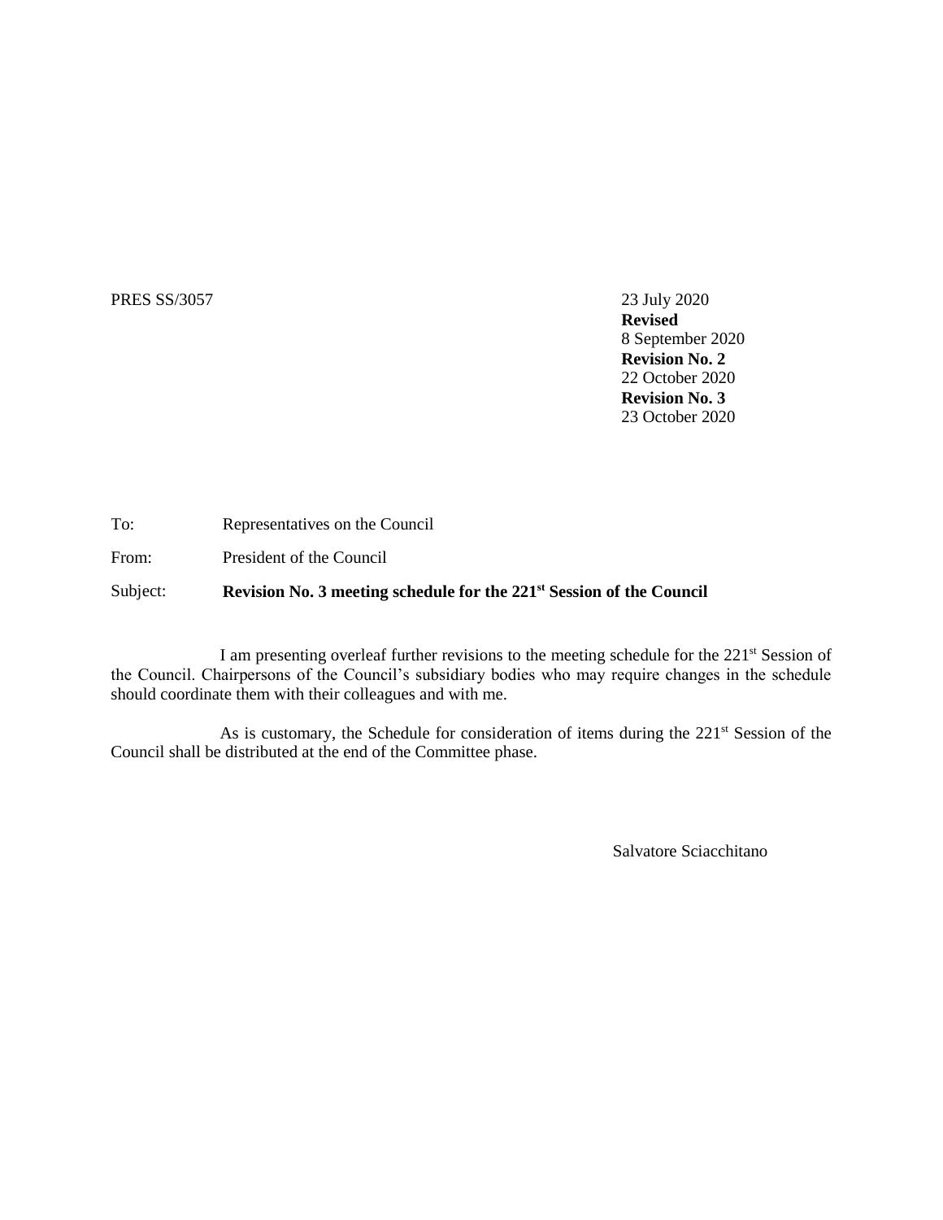PRES SS/3057

23 July 2020
**Revised**
8 September 2020
**Revision No. 2**
22 October 2020
**Revision No. 3**
23 October 2020

To: Representatives on the Council

From: President of the Council

Subject: **Revision No. 3 meeting schedule for the 221st Session of the Council**

I am presenting overleaf further revisions to the meeting schedule for the 221st Session of the Council. Chairpersons of the Council's subsidiary bodies who may require changes in the schedule should coordinate them with their colleagues and with me.

As is customary, the Schedule for consideration of items during the 221st Session of the Council shall be distributed at the end of the Committee phase.

Salvatore Sciacchitano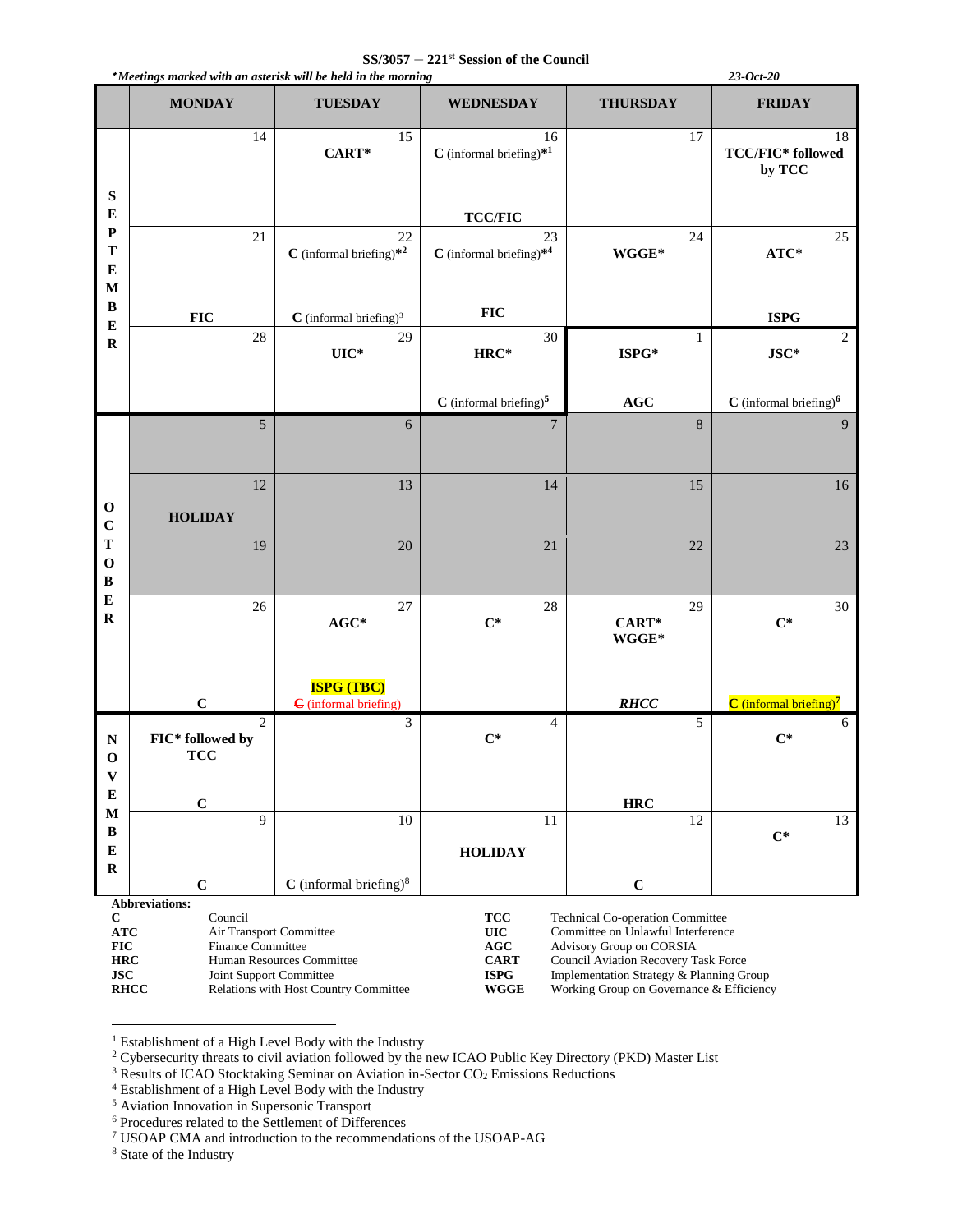**SS/3057 – 221st Session of the Council**

*\*Meetings marked with an asterisk will be held in the morning* *23-Oct-20*

| | MONDAY | TUESDAY | WEDNESDAY | THURSDAY | FRIDAY |
|---|---|---|---|---|---|
| SEPTEMBER | 14 | 15 **CART\*** | 16 **C** (informal briefing)\*[1] **TCC/FIC** | 17 | 18 **TCC/FIC\* followed by TCC** |
| SEPTEMBER | 21 **FIC** | 22 **C** (informal briefing)\*[2] **C** (informal briefing)[3] | 23 **C** (informal briefing)\*[4] **FIC** | 24 **WGGE\*** | 25 **ATC\*** **ISPG** |
| SEPTEMBER | 28 | 29 **UIC\*** | 30 **HRC\*** **C** (informal briefing)[5] | 1 **ISPG\*** **AGC** | 2 **JSC\*** **C** (informal briefing)[6] |
| OCTOBER | 5 | 6 | 7 | 8 | 9 |
| OCTOBER | 12 **HOLIDAY** | 13 | 14 | 15 | 16 |
| OCTOBER | 19 | 20 | 21 | 22 | 23 |
| OCTOBER | 26 **C** | 27 **AGC\*** **ISPG (TBC)** ~~C (informal briefing)~~ | 28 **C\*** | 29 **CART\*** **WGGE\*** ***RHCC*** | 30 **C\*** **C** (informal briefing)[7] |
| NOVEMBER | 2 **FIC\* followed by TCC** **C** | 3 | 4 **C\*** | 5 **HRC** | 6 **C\*** |
| NOVEMBER | 9 **C** | 10 **C** (informal briefing)[8] | 11 **HOLIDAY** | 12 **C** | 13 **C\*** |

**Abbreviations:**

| | | | |
|---|---|---|---|
| **C** | Council | **TCC** | Technical Co-operation Committee |
| **ATC** | Air Transport Committee | **UIC** | Committee on Unlawful Interference |
| **FIC** | Finance Committee | **AGC** | Advisory Group on CORSIA |
| **HRC** | Human Resources Committee | **CART** | Council Aviation Recovery Task Force |
| **JSC** | Joint Support Committee | **ISPG** | Implementation Strategy & Planning Group |
| **RHCC** | Relations with Host Country Committee | **WGGE** | Working Group on Governance & Efficiency |

---

[1] Establishment of a High Level Body with the Industry
[2] Cybersecurity threats to civil aviation followed by the new ICAO Public Key Directory (PKD) Master List
[3] Results of ICAO Stocktaking Seminar on Aviation in-Sector $CO_2$ Emissions Reductions
[4] Establishment of a High Level Body with the Industry
[5] Aviation Innovation in Supersonic Transport
[6] Procedures related to the Settlement of Differences
[7] USOAP CMA and introduction to the recommendations of the USOAP-AG
[8] State of the Industry